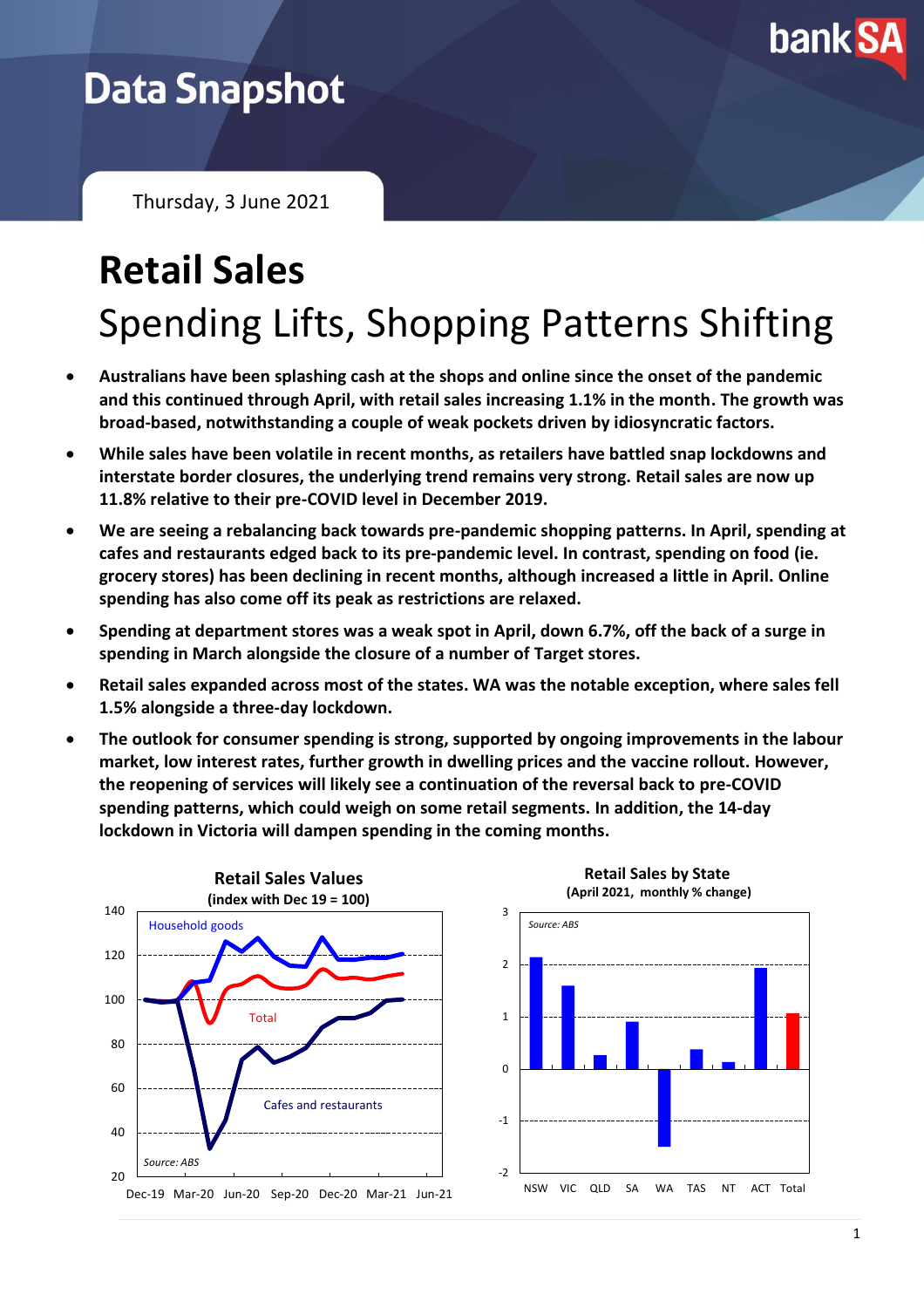Data Snapshot

Thursday, 3 June 2021

# Retail Sales

## Spending Lifts, Shopping Patterns Shifting

- **Australians have been splashing cash at the shops and online since the onset of the pandemic and this continued through April, with retail sales increasing 1.1% in the month. The growth was broad-based, notwithstanding a couple of weak pockets driven by idiosyncratic factors.**
- **While sales have been volatile in recent months, as retailers have battled snap lockdowns and interstate border closures, the underlying trend remains very strong. Retail sales are now up 11.8% relative to their pre-COVID level in December 2019.**
- **We are seeing a rebalancing back towards pre-pandemic shopping patterns. In April, spending at cafes and restaurants edged back to its pre-pandemic level. In contrast, spending on food (ie. grocery stores) has been declining in recent months, although increased a little in April. Online spending has also come off its peak as restrictions are relaxed.**
- **Spending at department stores was a weak spot in April, down 6.7%, off the back of a surge in spending in March alongside the closure of a number of Target stores.**
- **Retail sales expanded across most of the states. WA was the notable exception, where sales fell 1.5% alongside a three-day lockdown.**
- **The outlook for consumer spending is strong, supported by ongoing improvements in the labour market, low interest rates, further growth in dwelling prices and the vaccine rollout. However, the reopening of services will likely see a continuation of the reversal back to pre-COVID spending patterns, which could weigh on some retail segments. In addition, the 14-day lockdown in Victoria will dampen spending in the coming months.**

**Retail Sales Values**
**(index with Dec 19 = 100)**

Source: ABS

**Retail Sales by State**
**(April 2021, monthly % change)**

Source: ABS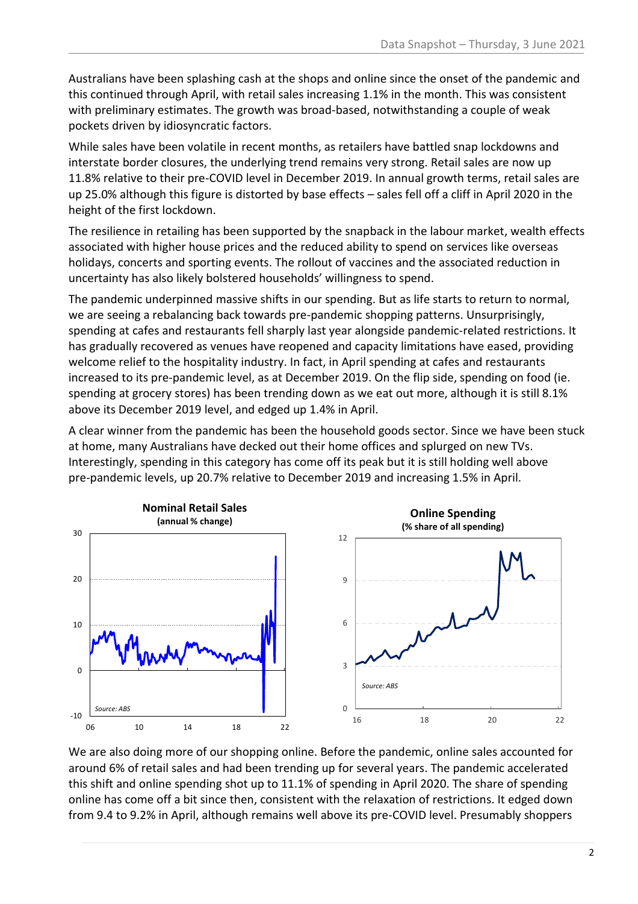Australians have been splashing cash at the shops and online since the onset of the pandemic and this continued through April, with retail sales increasing 1.1% in the month. This was consistent with preliminary estimates. The growth was broad-based, notwithstanding a couple of weak pockets driven by idiosyncratic factors.

While sales have been volatile in recent months, as retailers have battled snap lockdowns and interstate border closures, the underlying trend remains very strong. Retail sales are now up 11.8% relative to their pre-COVID level in December 2019. In annual growth terms, retail sales are up 25.0% although this figure is distorted by base effects – sales fell off a cliff in April 2020 in the height of the first lockdown.

The resilience in retailing has been supported by the snapback in the labour market, wealth effects associated with higher house prices and the reduced ability to spend on services like overseas holidays, concerts and sporting events. The rollout of vaccines and the associated reduction in uncertainty has also likely bolstered households' willingness to spend.

The pandemic underpinned massive shifts in our spending. But as life starts to return to normal, we are seeing a rebalancing back towards pre-pandemic shopping patterns. Unsurprisingly, spending at cafes and restaurants fell sharply last year alongside pandemic-related restrictions. It has gradually recovered as venues have reopened and capacity limitations have eased, providing welcome relief to the hospitality industry. In fact, in April spending at cafes and restaurants increased to its pre-pandemic level, as at December 2019. On the flip side, spending on food (ie. spending at grocery stores) has been trending down as we eat out more, although it is still 8.1% above its December 2019 level, and edged up 1.4% in April.

A clear winner from the pandemic has been the household goods sector. Since we have been stuck at home, many Australians have decked out their home offices and splurged on new TVs. Interestingly, spending in this category has come off its peak but it is still holding well above pre-pandemic levels, up 20.7% relative to December 2019 and increasing 1.5% in April.

**Nominal Retail Sales**
**(annual % change)**

*Source: ABS*

**Online Spending**
**(% share of all spending)**

*Source: ABS*

We are also doing more of our shopping online. Before the pandemic, online sales accounted for around 6% of retail sales and had been trending up for several years. The pandemic accelerated this shift and online spending shot up to 11.1% of spending in April 2020. The share of spending online has come off a bit since then, consistent with the relaxation of restrictions. It edged down from 9.4 to 9.2% in April, although remains well above its pre-COVID level. Presumably shoppers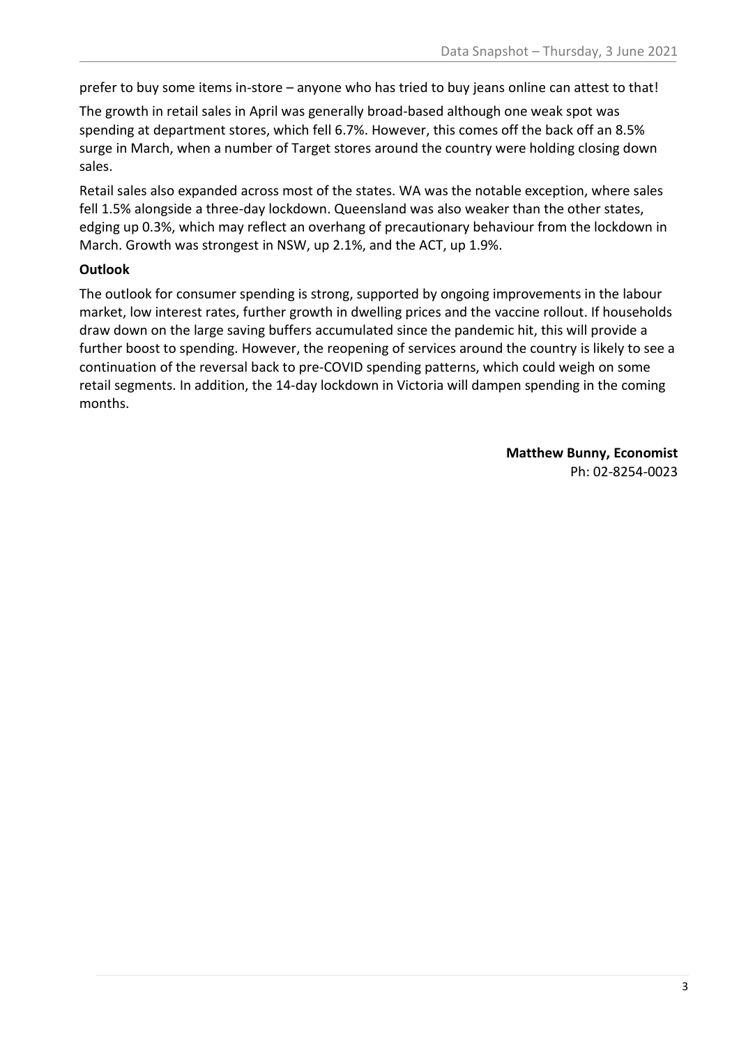prefer to buy some items in-store – anyone who has tried to buy jeans online can attest to that!

The growth in retail sales in April was generally broad-based although one weak spot was spending at department stores, which fell 6.7%. However, this comes off the back off an 8.5% surge in March, when a number of Target stores around the country were holding closing down sales.

Retail sales also expanded across most of the states. WA was the notable exception, where sales fell 1.5% alongside a three-day lockdown. Queensland was also weaker than the other states, edging up 0.3%, which may reflect an overhang of precautionary behaviour from the lockdown in March. Growth was strongest in NSW, up 2.1%, and the ACT, up 1.9%.

**Outlook**

The outlook for consumer spending is strong, supported by ongoing improvements in the labour market, low interest rates, further growth in dwelling prices and the vaccine rollout. If households draw down on the large saving buffers accumulated since the pandemic hit, this will provide a further boost to spending. However, the reopening of services around the country is likely to see a continuation of the reversal back to pre-COVID spending patterns, which could weigh on some retail segments. In addition, the 14-day lockdown in Victoria will dampen spending in the coming months.

**Matthew Bunny, Economist**
Ph: 02-8254-0023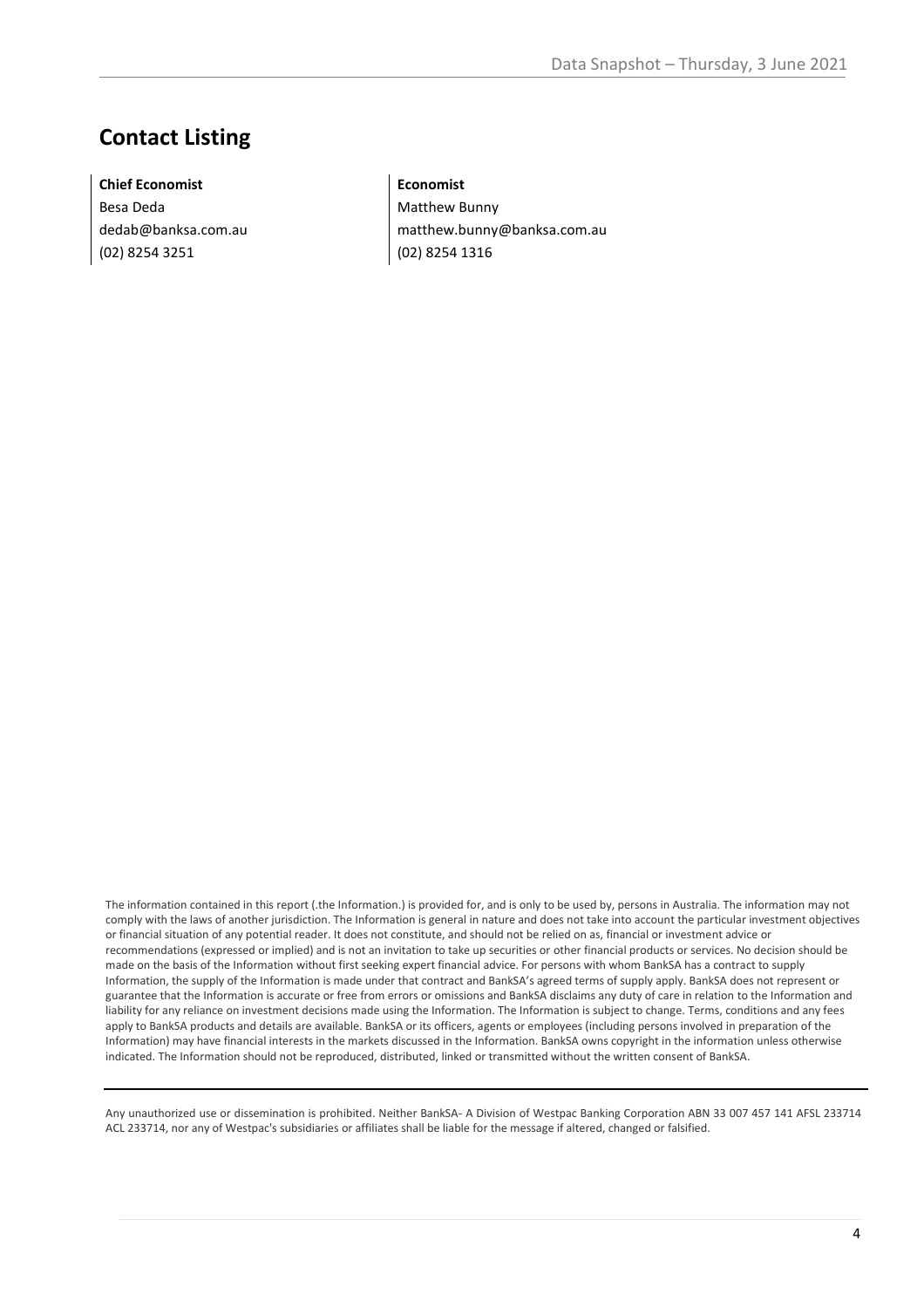## Contact Listing

**Chief Economist**
Besa Deda
dedab@banksa.com.au
(02) 8254 3251

**Economist**
Matthew Bunny
matthew.bunny@banksa.com.au
(02) 8254 1316

The information contained in this report (.the Information.) is provided for, and is only to be used by, persons in Australia. The information may not comply with the laws of another jurisdiction. The Information is general in nature and does not take into account the particular investment objectives or financial situation of any potential reader. It does not constitute, and should not be relied on as, financial or investment advice or recommendations (expressed or implied) and is not an invitation to take up securities or other financial products or services. No decision should be made on the basis of the Information without first seeking expert financial advice. For persons with whom BankSA has a contract to supply Information, the supply of the Information is made under that contract and BankSA's agreed terms of supply apply. BankSA does not represent or guarantee that the Information is accurate or free from errors or omissions and BankSA disclaims any duty of care in relation to the Information and liability for any reliance on investment decisions made using the Information. The Information is subject to change. Terms, conditions and any fees apply to BankSA products and details are available. BankSA or its officers, agents or employees (including persons involved in preparation of the Information) may have financial interests in the markets discussed in the Information. BankSA owns copyright in the information unless otherwise indicated. The Information should not be reproduced, distributed, linked or transmitted without the written consent of BankSA.

Any unauthorized use or dissemination is prohibited. Neither BankSA- A Division of Westpac Banking Corporation ABN 33 007 457 141 AFSL 233714 ACL 233714, nor any of Westpac's subsidiaries or affiliates shall be liable for the message if altered, changed or falsified.